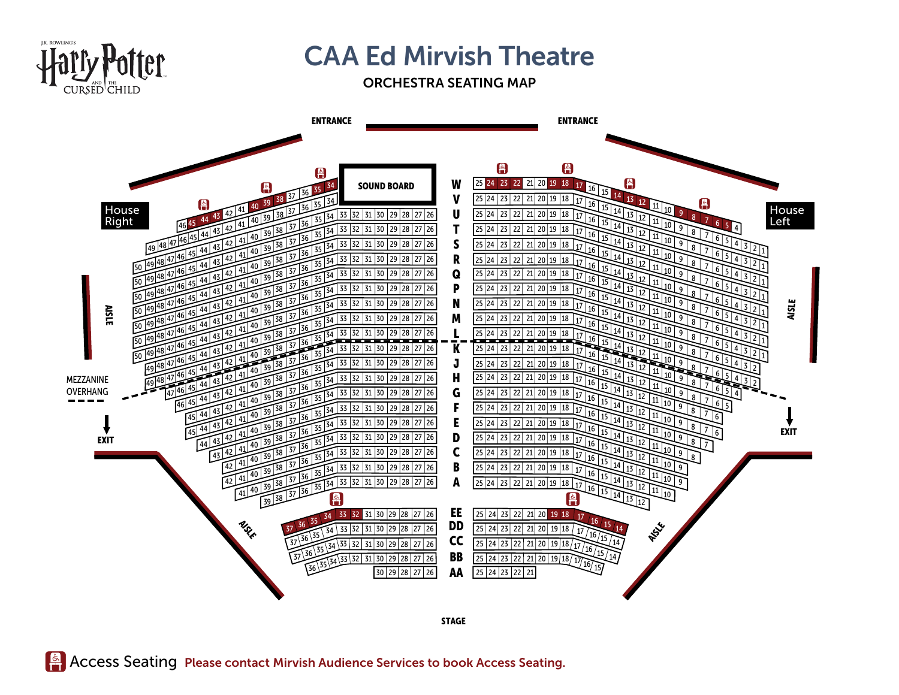# CAA Ed Mirvish Theatre

## ORCHESTRA SEATING MAP

Harry Potter and the Cursed Child (J.K. Rowling's)

ENTRANCE

ENTRANCE

SOUND BOARD

House Right

House Left

AISLE

AISLE

MEZZANINE OVERHANG

EXIT

EXIT

AISLE

AISLE

STAGE

| Row | House Right Seats | Centre Seats | House Left Seats |
|---|---|---|---|
| W | 34–36 | 25–17 | 16–15 |
| V | 34–35 | 25–17 | 16–10 |
| U | 46–34 | 33–26 / 25–17 | 16–4 |
| T | 49–34 | 33–26 / 25–17 | 16–1 |
| S | 49–34 | 33–26 / 25–17 | 16–1 |
| R | 50–34 | 33–26 / 25–17 | 16–1 |
| Q | 50–34 | 33–26 / 25–17 | 16–1 |
| P | 50–34 | 33–26 / 25–17 | 16–1 |
| N | 50–34 | 33–26 / 25–17 | 16–1 |
| M | 50–34 | 33–26 / 25–17 | 16–1 |
| L | 50–34 | 33–26 / 25–17 | 16–1 |
| K | 50–34 | 33–26 / 25–17 | 16–1 |
| J | 49–34 | 33–26 / 25–17 | 16–2 |
| H | 49–34 | 33–26 / 25–17 | 16–2 |
| G | 47–34 | 33–26 / 25–17 | 16–4 |
| F | 46–34 | 33–26 / 25–17 | 16–5 |
| E | 45–34 | 33–26 / 25–17 | 16–6 |
| D | 45–34 | 33–26 / 25–17 | 16–6 |
| C | 44–34 | 33–26 / 25–17 | 16–7 |
| B | 43–34 | 33–26 / 25–17 | 16–8 |
| A | 42–34 | 33–26 / 25–17 | 16–9 |
| | 42–34 | 33–26 / 25–17 | 16–9 |
| | 41–34 | 33–26 / 25–17 | 16–10 |
| | 39–34 | | 16–12 |
| EE | 37–26 | 25–17 | 16–14 |
| DD | 37–26 | 25–17 | 16–14 |
| CC | 37–26 | 25–17 | 16–14 |
| BB | 37–26 | 25–17 | 16–14 |
| AA | 36–26 | 25–17 | 16–15 |
| AA | 30–26 | 25–21 | |

Access Seating Please contact Mirvish Audience Services to book Access Seating.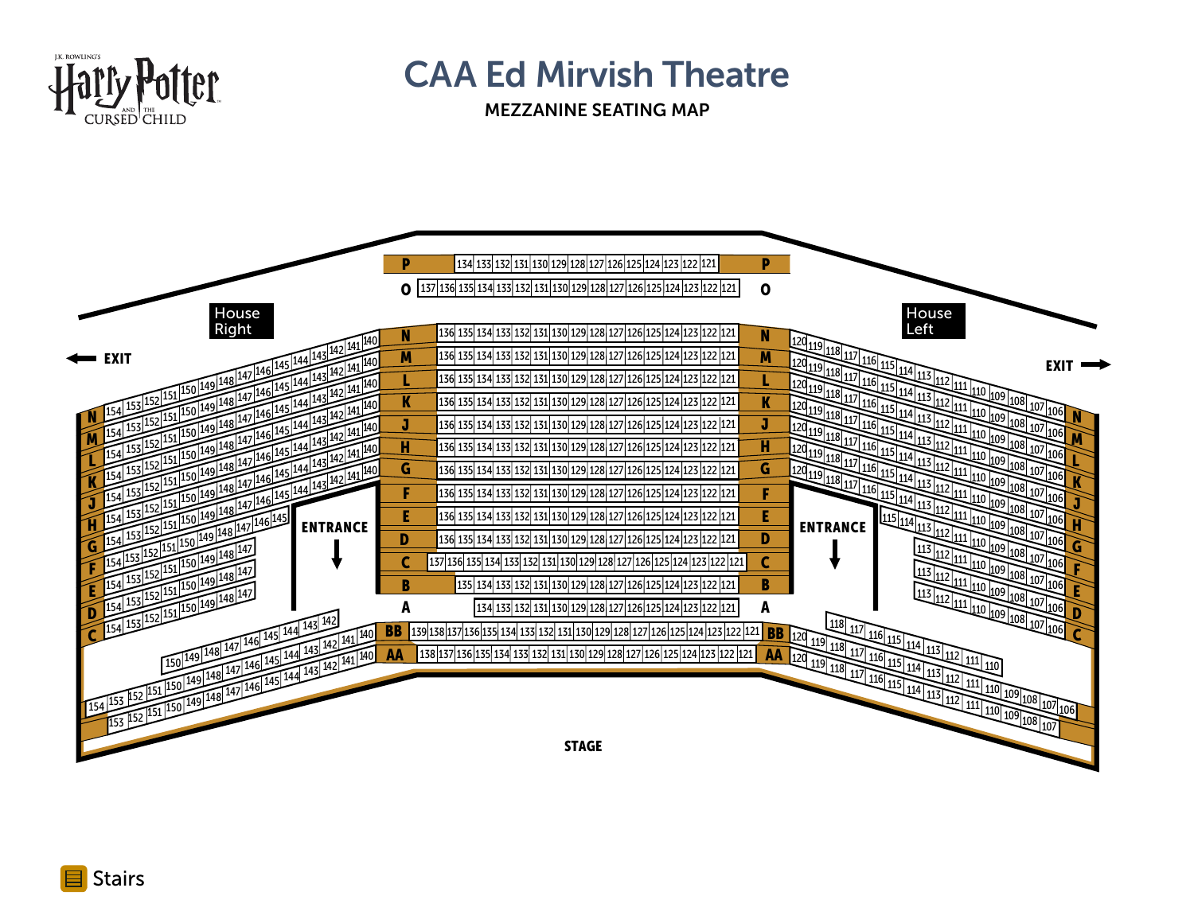J.K. ROWLING'S Harry Potter AND THE CURSED CHILD

# CAA Ed Mirvish Theatre

## MEZZANINE SEATING MAP

House Right

House Left

EXIT

EXIT

ENTRANCE

ENTRANCE

STAGE

Stairs